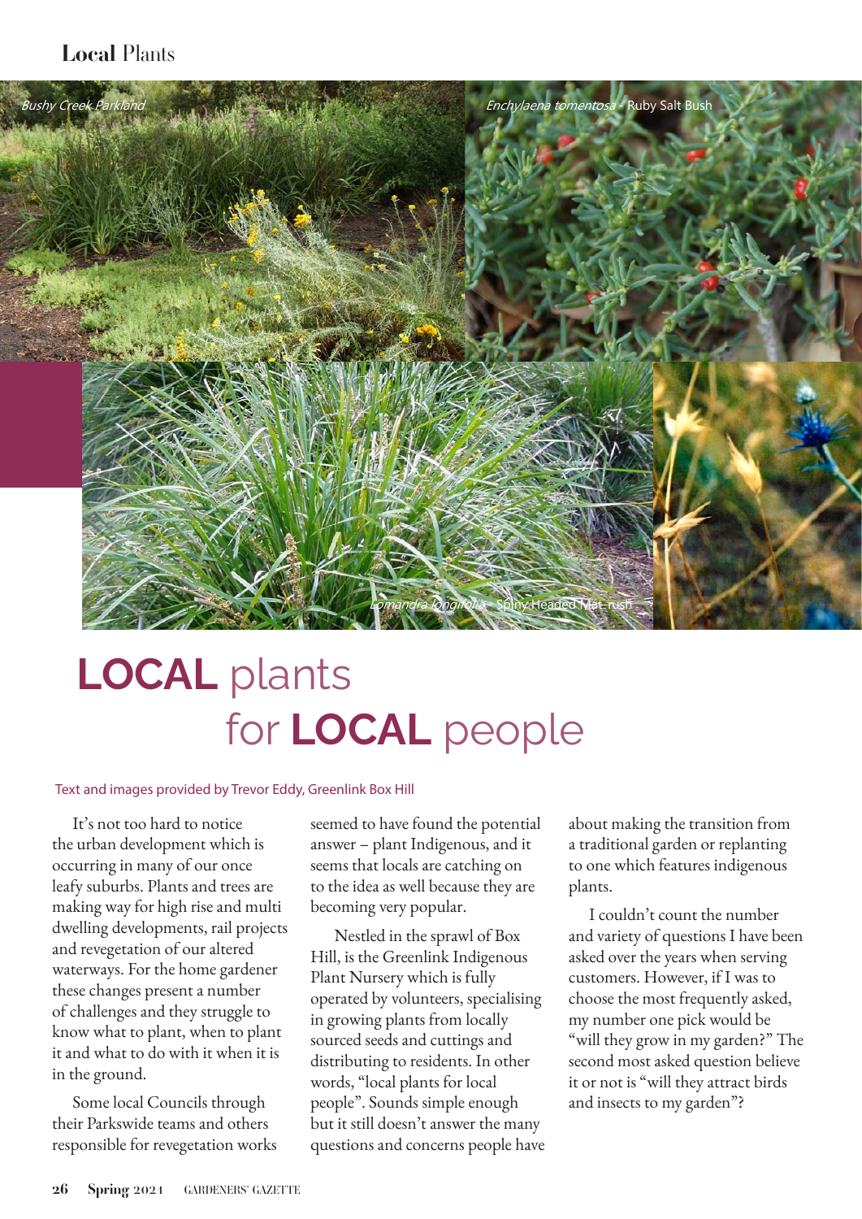*Bushy Creek Parkland*

*Enchylaena tomentosa* - Ruby Salt Bush

*Lomandra longifolia* - Spiny Headed Mat-rush

# LOCAL plants for LOCAL people

Text and images provided by Trevor Eddy, Greenlink Box Hill

It's not too hard to notice the urban development which is occurring in many of our once leafy suburbs. Plants and trees are making way for high rise and multi dwelling developments, rail projects and revegetation of our altered waterways. For the home gardener these changes present a number of challenges and they struggle to know what to plant, when to plant it and what to do with it when it is in the ground.

Some local Councils through their Parkswide teams and others responsible for revegetation works seemed to have found the potential answer – plant Indigenous, and it seems that locals are catching on to the idea as well because they are becoming very popular.

Nestled in the sprawl of Box Hill, is the Greenlink Indigenous Plant Nursery which is fully operated by volunteers, specialising in growing plants from locally sourced seeds and cuttings and distributing to residents. In other words, "local plants for local people". Sounds simple enough but it still doesn't answer the many questions and concerns people have about making the transition from a traditional garden or replanting to one which features indigenous plants.

I couldn't count the number and variety of questions I have been asked over the years when serving customers. However, if I was to choose the most frequently asked, my number one pick would be "will they grow in my garden?" The second most asked question believe it or not is "will they attract birds and insects to my garden"?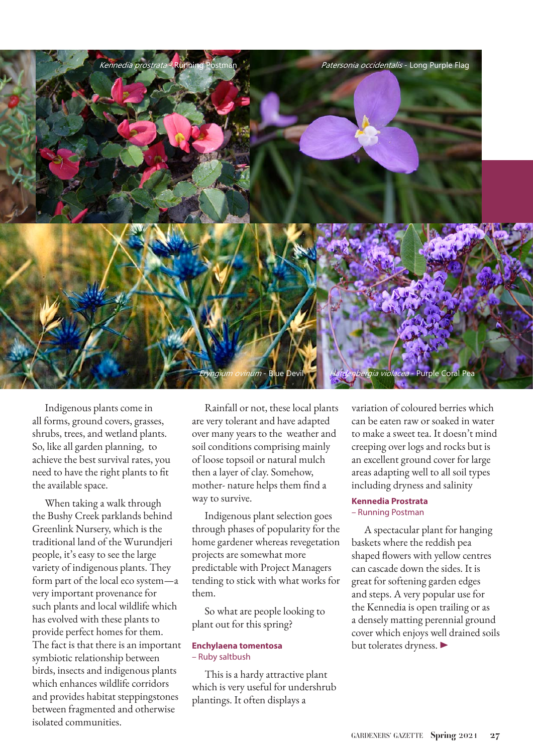*Kennedia prostrata* - Running Postman

*Patersonia occidentalis* - Long Purple Flag

*Eryngium ovinum* - Blue Devil

*Hardenbergia violacea* - Purple Coral Pea

Indigenous plants come in all forms, ground covers, grasses, shrubs, trees, and wetland plants. So, like all garden planning, to achieve the best survival rates, you need to have the right plants to fit the available space.

When taking a walk through the Bushy Creek parklands behind Greenlink Nursery, which is the traditional land of the Wurundjeri people, it's easy to see the large variety of indigenous plants. They form part of the local eco system—a very important provenance for such plants and local wildlife which has evolved with these plants to provide perfect homes for them. The fact is that there is an important symbiotic relationship between birds, insects and indigenous plants which enhances wildlife corridors and provides habitat steppingstones between fragmented and otherwise isolated communities.

Rainfall or not, these local plants are very tolerant and have adapted over many years to the weather and soil conditions comprising mainly of loose topsoil or natural mulch then a layer of clay. Somehow, mother- nature helps them find a way to survive.

Indigenous plant selection goes through phases of popularity for the home gardener whereas revegetation projects are somewhat more predictable with Project Managers tending to stick with what works for them.

So what are people looking to plant out for this spring?

**Enchylaena tomentosa**
– Ruby saltbush

This is a hardy attractive plant which is very useful for undershrub plantings. It often displays a variation of coloured berries which can be eaten raw or soaked in water to make a sweet tea. It doesn't mind creeping over logs and rocks but is an excellent ground cover for large areas adapting well to all soil types including dryness and salinity

**Kennedia Prostrata**
– Running Postman

A spectacular plant for hanging baskets where the reddish pea shaped flowers with yellow centres can cascade down the sides. It is great for softening garden edges and steps. A very popular use for the Kennedia is open trailing or as a densely matting perennial ground cover which enjoys well drained soils but tolerates dryness. ►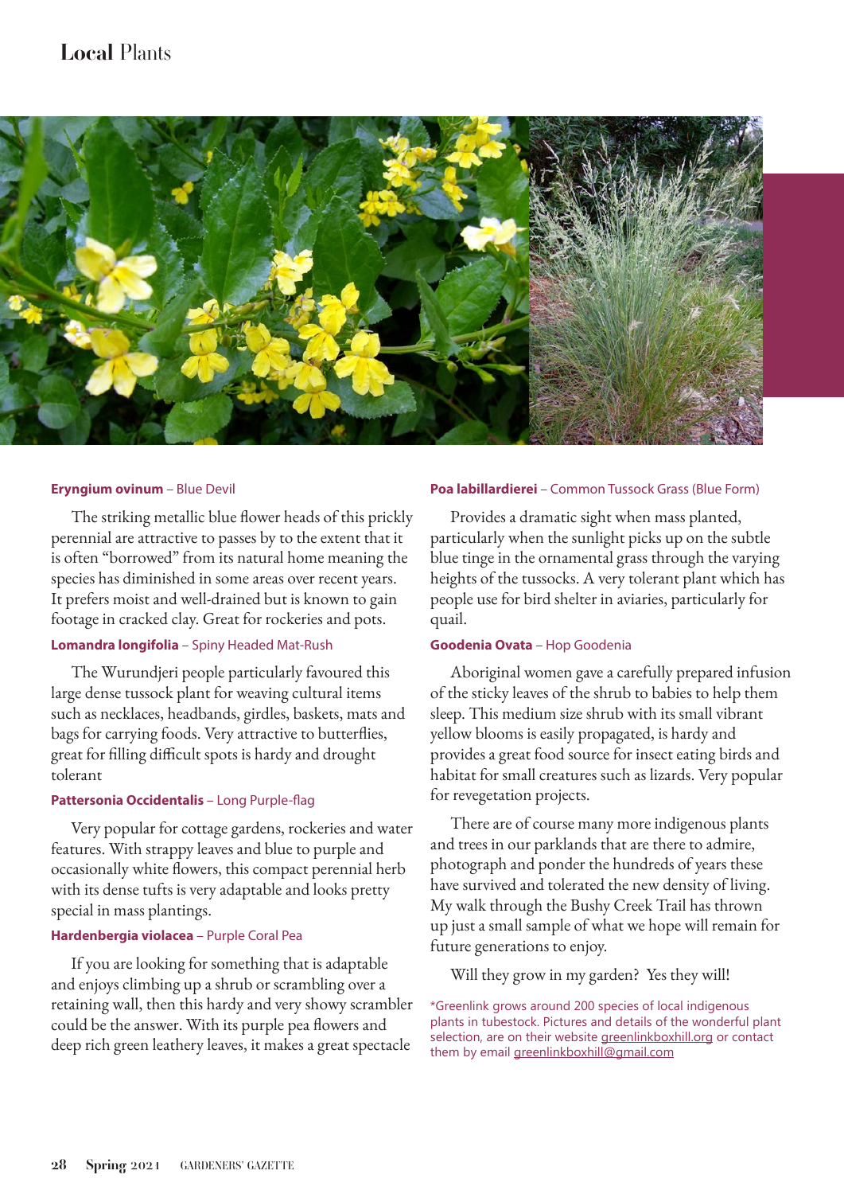# Local Plants

**Eryngium ovinum** – Blue Devil

The striking metallic blue flower heads of this prickly perennial are attractive to passes by to the extent that it is often "borrowed" from its natural home meaning the species has diminished in some areas over recent years. It prefers moist and well-drained but is known to gain footage in cracked clay. Great for rockeries and pots.

**Lomandra longifolia** – Spiny Headed Mat-Rush

The Wurundjeri people particularly favoured this large dense tussock plant for weaving cultural items such as necklaces, headbands, girdles, baskets, mats and bags for carrying foods. Very attractive to butterflies, great for filling difficult spots is hardy and drought tolerant

**Pattersonia Occidentalis** – Long Purple-flag

Very popular for cottage gardens, rockeries and water features. With strappy leaves and blue to purple and occasionally white flowers, this compact perennial herb with its dense tufts is very adaptable and looks pretty special in mass plantings.

**Hardenbergia violacea** – Purple Coral Pea

If you are looking for something that is adaptable and enjoys climbing up a shrub or scrambling over a retaining wall, then this hardy and very showy scrambler could be the answer. With its purple pea flowers and deep rich green leathery leaves, it makes a great spectacle

**Poa labillardierei** – Common Tussock Grass (Blue Form)

Provides a dramatic sight when mass planted, particularly when the sunlight picks up on the subtle blue tinge in the ornamental grass through the varying heights of the tussocks. A very tolerant plant which has people use for bird shelter in aviaries, particularly for quail.

**Goodenia Ovata** – Hop Goodenia

Aboriginal women gave a carefully prepared infusion of the sticky leaves of the shrub to babies to help them sleep. This medium size shrub with its small vibrant yellow blooms is easily propagated, is hardy and provides a great food source for insect eating birds and habitat for small creatures such as lizards. Very popular for revegetation projects.

There are of course many more indigenous plants and trees in our parklands that are there to admire, photograph and ponder the hundreds of years these have survived and tolerated the new density of living. My walk through the Bushy Creek Trail has thrown up just a small sample of what we hope will remain for future generations to enjoy.

Will they grow in my garden? Yes they will!

*Greenlink grows around 200 species of local indigenous plants in tubestock. Pictures and details of the wonderful plant selection, are on their website greenlinkboxhill.org or contact them by email greenlinkboxhill@gmail.com